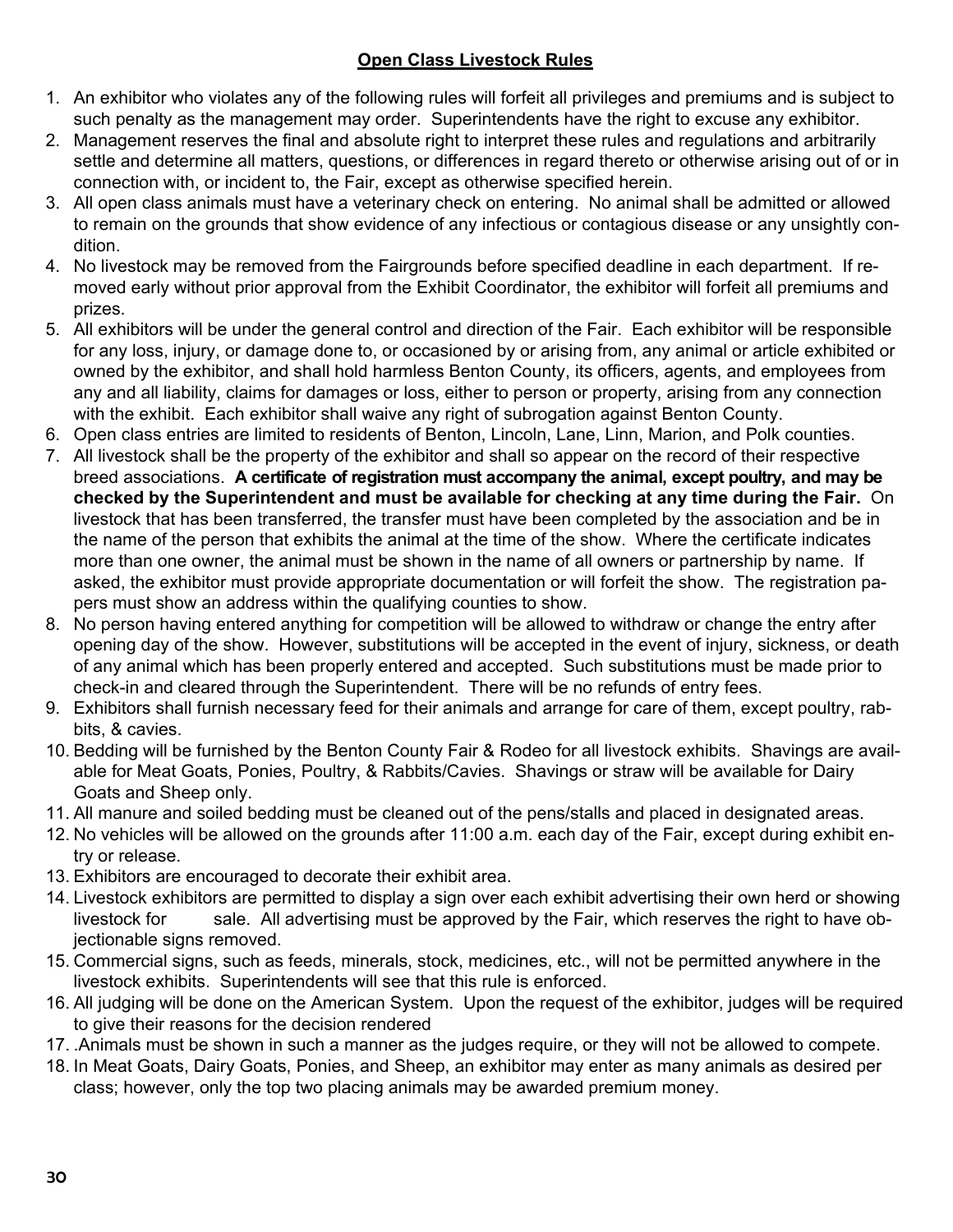## Open Class Livestock Rules

1. An exhibitor who violates any of the following rules will forfeit all privileges and premiums and is subject to such penalty as the management may order. Superintendents have the right to excuse any exhibitor.
2. Management reserves the final and absolute right to interpret these rules and regulations and arbitrarily settle and determine all matters, questions, or differences in regard thereto or otherwise arising out of or in connection with, or incident to, the Fair, except as otherwise specified herein.
3. All open class animals must have a veterinary check on entering. No animal shall be admitted or allowed to remain on the grounds that show evidence of any infectious or contagious disease or any unsightly condition.
4. No livestock may be removed from the Fairgrounds before specified deadline in each department. If removed early without prior approval from the Exhibit Coordinator, the exhibitor will forfeit all premiums and prizes.
5. All exhibitors will be under the general control and direction of the Fair. Each exhibitor will be responsible for any loss, injury, or damage done to, or occasioned by or arising from, any animal or article exhibited or owned by the exhibitor, and shall hold harmless Benton County, its officers, agents, and employees from any and all liability, claims for damages or loss, either to person or property, arising from any connection with the exhibit. Each exhibitor shall waive any right of subrogation against Benton County.
6. Open class entries are limited to residents of Benton, Lincoln, Lane, Linn, Marion, and Polk counties.
7. All livestock shall be the property of the exhibitor and shall so appear on the record of their respective breed associations. **A certificate of registration must accompany the animal, except poultry, and may be checked by the Superintendent and must be available for checking at any time during the Fair.** On livestock that has been transferred, the transfer must have been completed by the association and be in the name of the person that exhibits the animal at the time of the show. Where the certificate indicates more than one owner, the animal must be shown in the name of all owners or partnership by name. If asked, the exhibitor must provide appropriate documentation or will forfeit the show. The registration papers must show an address within the qualifying counties to show.
8. No person having entered anything for competition will be allowed to withdraw or change the entry after opening day of the show. However, substitutions will be accepted in the event of injury, sickness, or death of any animal which has been properly entered and accepted. Such substitutions must be made prior to check-in and cleared through the Superintendent. There will be no refunds of entry fees.
9. Exhibitors shall furnish necessary feed for their animals and arrange for care of them, except poultry, rabbits, & cavies.
10. Bedding will be furnished by the Benton County Fair & Rodeo for all livestock exhibits. Shavings are available for Meat Goats, Ponies, Poultry, & Rabbits/Cavies. Shavings or straw will be available for Dairy Goats and Sheep only.
11. All manure and soiled bedding must be cleaned out of the pens/stalls and placed in designated areas.
12. No vehicles will be allowed on the grounds after 11:00 a.m. each day of the Fair, except during exhibit entry or release.
13. Exhibitors are encouraged to decorate their exhibit area.
14. Livestock exhibitors are permitted to display a sign over each exhibit advertising their own herd or showing livestock for sale. All advertising must be approved by the Fair, which reserves the right to have objectionable signs removed.
15. Commercial signs, such as feeds, minerals, stock, medicines, etc., will not be permitted anywhere in the livestock exhibits. Superintendents will see that this rule is enforced.
16. All judging will be done on the American System. Upon the request of the exhibitor, judges will be required to give their reasons for the decision rendered
17. .Animals must be shown in such a manner as the judges require, or they will not be allowed to compete.
18. In Meat Goats, Dairy Goats, Ponies, and Sheep, an exhibitor may enter as many animals as desired per class; however, only the top two placing animals may be awarded premium money.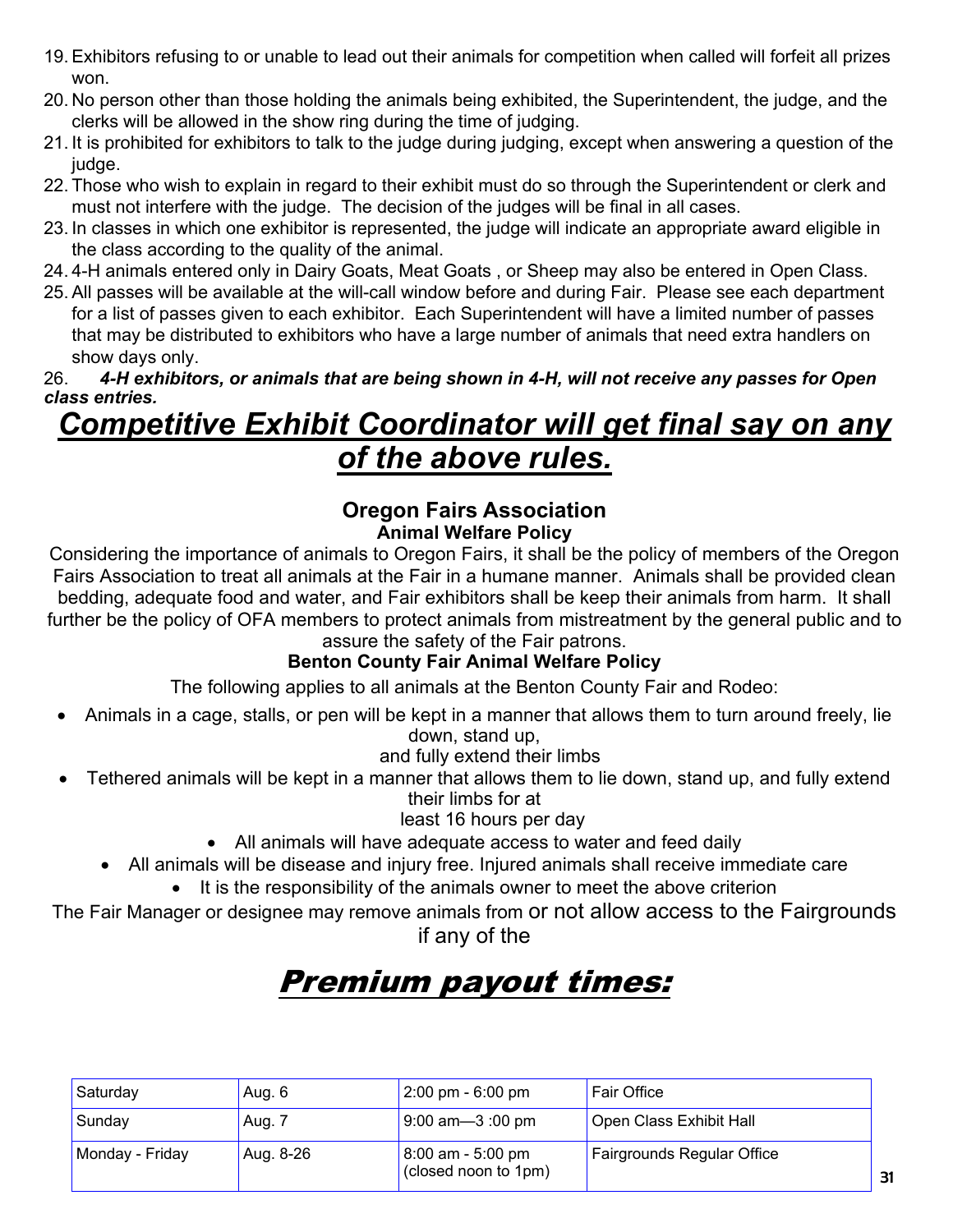19. Exhibitors refusing to or unable to lead out their animals for competition when called will forfeit all prizes won.
20. No person other than those holding the animals being exhibited, the Superintendent, the judge, and the clerks will be allowed in the show ring during the time of judging.
21. It is prohibited for exhibitors to talk to the judge during judging, except when answering a question of the judge.
22. Those who wish to explain in regard to their exhibit must do so through the Superintendent or clerk and must not interfere with the judge. The decision of the judges will be final in all cases.
23. In classes in which one exhibitor is represented, the judge will indicate an appropriate award eligible in the class according to the quality of the animal.
24. 4-H animals entered only in Dairy Goats, Meat Goats , or Sheep may also be entered in Open Class.
25. All passes will be available at the will-call window before and during Fair. Please see each department for a list of passes given to each exhibitor. Each Superintendent will have a limited number of passes that may be distributed to exhibitors who have a large number of animals that need extra handlers on show days only.

26. ***4-H exhibitors, or animals that are being shown in 4-H, will not receive any passes for Open class entries.***

# ***Competitive Exhibit Coordinator will get final say on any of the above rules.***

## Oregon Fairs Association

### Animal Welfare Policy

Considering the importance of animals to Oregon Fairs, it shall be the policy of members of the Oregon Fairs Association to treat all animals at the Fair in a humane manner. Animals shall be provided clean bedding, adequate food and water, and Fair exhibitors shall be keep their animals from harm. It shall further be the policy of OFA members to protect animals from mistreatment by the general public and to assure the safety of the Fair patrons.

### Benton County Fair Animal Welfare Policy

The following applies to all animals at the Benton County Fair and Rodeo:

- Animals in a cage, stalls, or pen will be kept in a manner that allows them to turn around freely, lie down, stand up, and fully extend their limbs
- Tethered animals will be kept in a manner that allows them to lie down, stand up, and fully extend their limbs for at least 16 hours per day
- All animals will have adequate access to water and feed daily
- All animals will be disease and injury free. Injured animals shall receive immediate care
- It is the responsibility of the animals owner to meet the above criterion

The Fair Manager or designee may remove animals from or not allow access to the Fairgrounds if any of the

# ***Premium payout times:***

| | | | |
|---|---|---|---|
| Saturday | Aug. 6 | 2:00 pm - 6:00 pm | Fair Office |
| Sunday | Aug. 7 | 9:00 am—3 :00 pm | Open Class Exhibit Hall |
| Monday - Friday | Aug. 8-26 | 8:00 am - 5:00 pm (closed noon to 1pm) | Fairgrounds Regular Office |